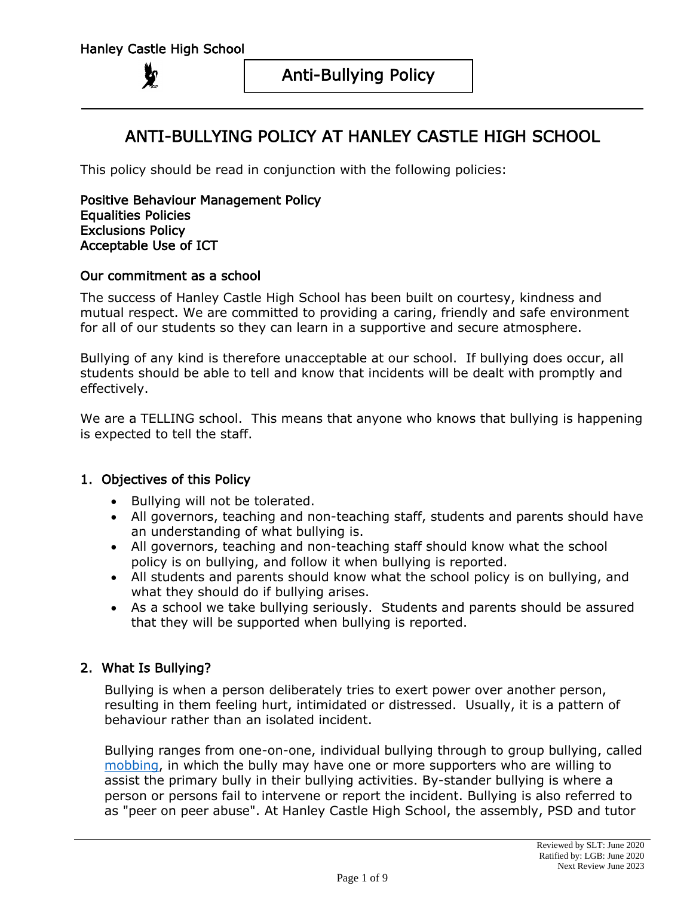# ANTI-BULLYING POLICY AT HANLEY CASTLE HIGH SCHOOL

This policy should be read in conjunction with the following policies:

**Positive Behaviour Management Policy**
**Equalities Policies**
**Exclusions Policy**
**Acceptable Use of ICT**

## Our commitment as a school

The success of Hanley Castle High School has been built on courtesy, kindness and mutual respect. We are committed to providing a caring, friendly and safe environment for all of our students so they can learn in a supportive and secure atmosphere.

Bullying of any kind is therefore unacceptable at our school. If bullying does occur, all students should be able to tell and know that incidents will be dealt with promptly and effectively.

We are a TELLING school. This means that anyone who knows that bullying is happening is expected to tell the staff.

## 1. Objectives of this Policy

- Bullying will not be tolerated.
- All governors, teaching and non-teaching staff, students and parents should have an understanding of what bullying is.
- All governors, teaching and non-teaching staff should know what the school policy is on bullying, and follow it when bullying is reported.
- All students and parents should know what the school policy is on bullying, and what they should do if bullying arises.
- As a school we take bullying seriously. Students and parents should be assured that they will be supported when bullying is reported.

## 2. What Is Bullying?

Bullying is when a person deliberately tries to exert power over another person, resulting in them feeling hurt, intimidated or distressed. Usually, it is a pattern of behaviour rather than an isolated incident.

Bullying ranges from one-on-one, individual bullying through to group bullying, called mobbing, in which the bully may have one or more supporters who are willing to assist the primary bully in their bullying activities. By-stander bullying is where a person or persons fail to intervene or report the incident. Bullying is also referred to as "peer on peer abuse". At Hanley Castle High School, the assembly, PSD and tutor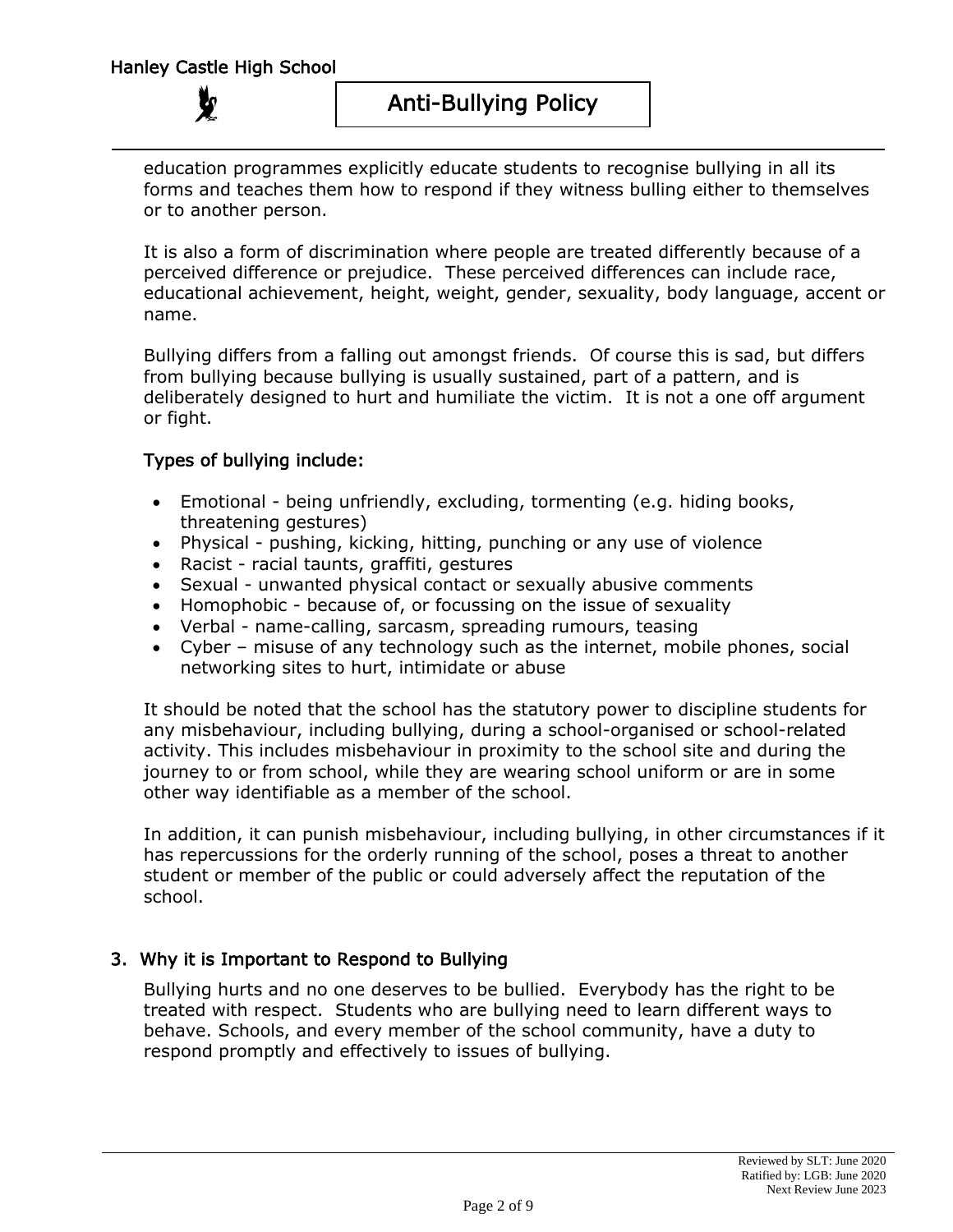education programmes explicitly educate students to recognise bullying in all its forms and teaches them how to respond if they witness bulling either to themselves or to another person.

It is also a form of discrimination where people are treated differently because of a perceived difference or prejudice. These perceived differences can include race, educational achievement, height, weight, gender, sexuality, body language, accent or name.

Bullying differs from a falling out amongst friends. Of course this is sad, but differs from bullying because bullying is usually sustained, part of a pattern, and is deliberately designed to hurt and humiliate the victim. It is not a one off argument or fight.

### Types of bullying include:

- Emotional - being unfriendly, excluding, tormenting (e.g. hiding books, threatening gestures)
- Physical - pushing, kicking, hitting, punching or any use of violence
- Racist - racial taunts, graffiti, gestures
- Sexual - unwanted physical contact or sexually abusive comments
- Homophobic - because of, or focussing on the issue of sexuality
- Verbal - name-calling, sarcasm, spreading rumours, teasing
- Cyber – misuse of any technology such as the internet, mobile phones, social networking sites to hurt, intimidate or abuse

It should be noted that the school has the statutory power to discipline students for any misbehaviour, including bullying, during a school-organised or school-related activity. This includes misbehaviour in proximity to the school site and during the journey to or from school, while they are wearing school uniform or are in some other way identifiable as a member of the school.

In addition, it can punish misbehaviour, including bullying, in other circumstances if it has repercussions for the orderly running of the school, poses a threat to another student or member of the public or could adversely affect the reputation of the school.

## 3. Why it is Important to Respond to Bullying

Bullying hurts and no one deserves to be bullied. Everybody has the right to be treated with respect. Students who are bullying need to learn different ways to behave. Schools, and every member of the school community, have a duty to respond promptly and effectively to issues of bullying.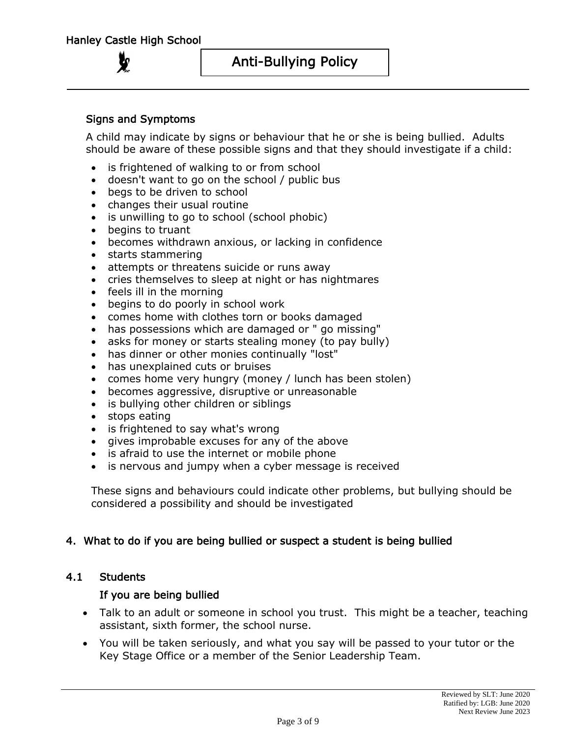### Signs and Symptoms

A child may indicate by signs or behaviour that he or she is being bullied. Adults should be aware of these possible signs and that they should investigate if a child:

- is frightened of walking to or from school
- doesn't want to go on the school / public bus
- begs to be driven to school
- changes their usual routine
- is unwilling to go to school (school phobic)
- begins to truant
- becomes withdrawn anxious, or lacking in confidence
- starts stammering
- attempts or threatens suicide or runs away
- cries themselves to sleep at night or has nightmares
- feels ill in the morning
- begins to do poorly in school work
- comes home with clothes torn or books damaged
- has possessions which are damaged or " go missing"
- asks for money or starts stealing money (to pay bully)
- has dinner or other monies continually "lost"
- has unexplained cuts or bruises
- comes home very hungry (money / lunch has been stolen)
- becomes aggressive, disruptive or unreasonable
- is bullying other children or siblings
- stops eating
- is frightened to say what's wrong
- gives improbable excuses for any of the above
- is afraid to use the internet or mobile phone
- is nervous and jumpy when a cyber message is received

These signs and behaviours could indicate other problems, but bullying should be considered a possibility and should be investigated

## 4. What to do if you are being bullied or suspect a student is being bullied

### 4.1 Students

#### If you are being bullied

- Talk to an adult or someone in school you trust. This might be a teacher, teaching assistant, sixth former, the school nurse.
- You will be taken seriously, and what you say will be passed to your tutor or the Key Stage Office or a member of the Senior Leadership Team.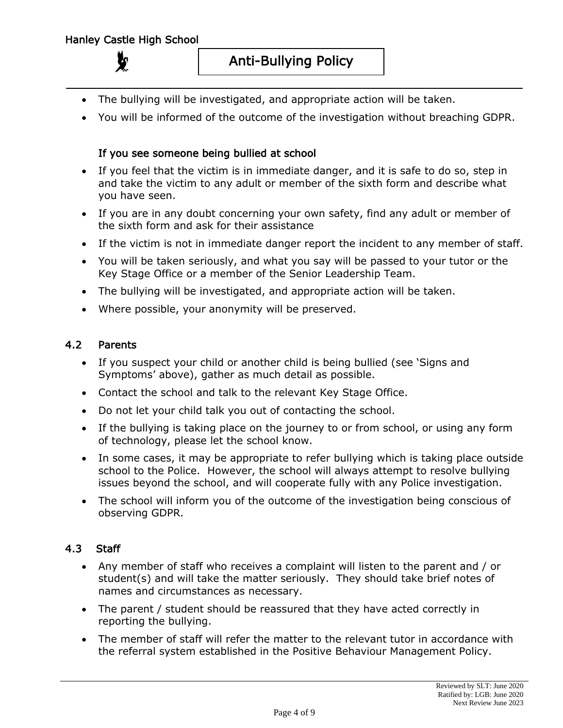- The bullying will be investigated, and appropriate action will be taken.
- You will be informed of the outcome of the investigation without breaching GDPR.

### If you see someone being bullied at school

- If you feel that the victim is in immediate danger, and it is safe to do so, step in and take the victim to any adult or member of the sixth form and describe what you have seen.
- If you are in any doubt concerning your own safety, find any adult or member of the sixth form and ask for their assistance
- If the victim is not in immediate danger report the incident to any member of staff.
- You will be taken seriously, and what you say will be passed to your tutor or the Key Stage Office or a member of the Senior Leadership Team.
- The bullying will be investigated, and appropriate action will be taken.
- Where possible, your anonymity will be preserved.

## 4.2 Parents

- If you suspect your child or another child is being bullied (see 'Signs and Symptoms' above), gather as much detail as possible.
- Contact the school and talk to the relevant Key Stage Office.
- Do not let your child talk you out of contacting the school.
- If the bullying is taking place on the journey to or from school, or using any form of technology, please let the school know.
- In some cases, it may be appropriate to refer bullying which is taking place outside school to the Police. However, the school will always attempt to resolve bullying issues beyond the school, and will cooperate fully with any Police investigation.
- The school will inform you of the outcome of the investigation being conscious of observing GDPR.

## 4.3 Staff

- Any member of staff who receives a complaint will listen to the parent and / or student(s) and will take the matter seriously. They should take brief notes of names and circumstances as necessary.
- The parent / student should be reassured that they have acted correctly in reporting the bullying.
- The member of staff will refer the matter to the relevant tutor in accordance with the referral system established in the Positive Behaviour Management Policy.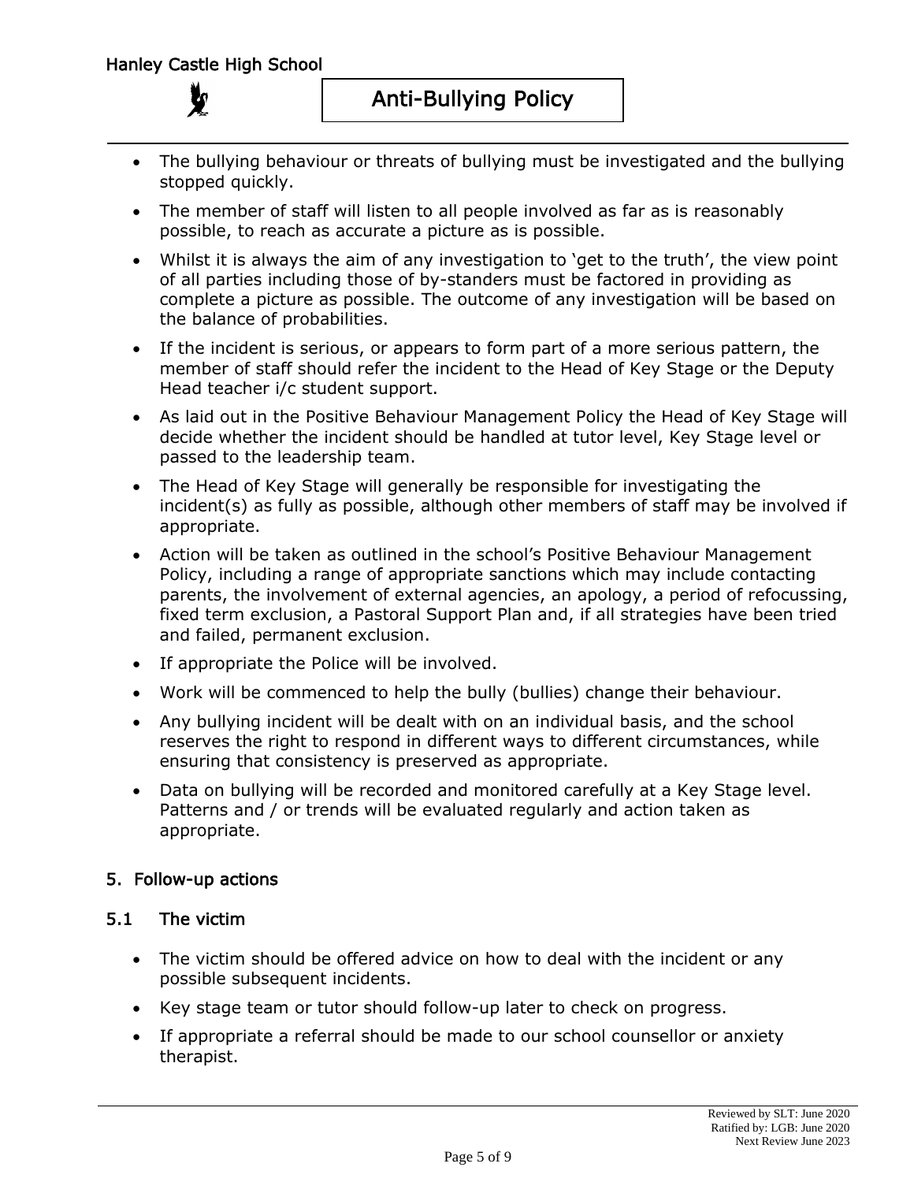- The bullying behaviour or threats of bullying must be investigated and the bullying stopped quickly.
- The member of staff will listen to all people involved as far as is reasonably possible, to reach as accurate a picture as is possible.
- Whilst it is always the aim of any investigation to 'get to the truth', the view point of all parties including those of by-standers must be factored in providing as complete a picture as possible. The outcome of any investigation will be based on the balance of probabilities.
- If the incident is serious, or appears to form part of a more serious pattern, the member of staff should refer the incident to the Head of Key Stage or the Deputy Head teacher i/c student support.
- As laid out in the Positive Behaviour Management Policy the Head of Key Stage will decide whether the incident should be handled at tutor level, Key Stage level or passed to the leadership team.
- The Head of Key Stage will generally be responsible for investigating the incident(s) as fully as possible, although other members of staff may be involved if appropriate.
- Action will be taken as outlined in the school's Positive Behaviour Management Policy, including a range of appropriate sanctions which may include contacting parents, the involvement of external agencies, an apology, a period of refocussing, fixed term exclusion, a Pastoral Support Plan and, if all strategies have been tried and failed, permanent exclusion.
- If appropriate the Police will be involved.
- Work will be commenced to help the bully (bullies) change their behaviour.
- Any bullying incident will be dealt with on an individual basis, and the school reserves the right to respond in different ways to different circumstances, while ensuring that consistency is preserved as appropriate.
- Data on bullying will be recorded and monitored carefully at a Key Stage level. Patterns and / or trends will be evaluated regularly and action taken as appropriate.

## 5. Follow-up actions

### 5.1 The victim

- The victim should be offered advice on how to deal with the incident or any possible subsequent incidents.
- Key stage team or tutor should follow-up later to check on progress.
- If appropriate a referral should be made to our school counsellor or anxiety therapist.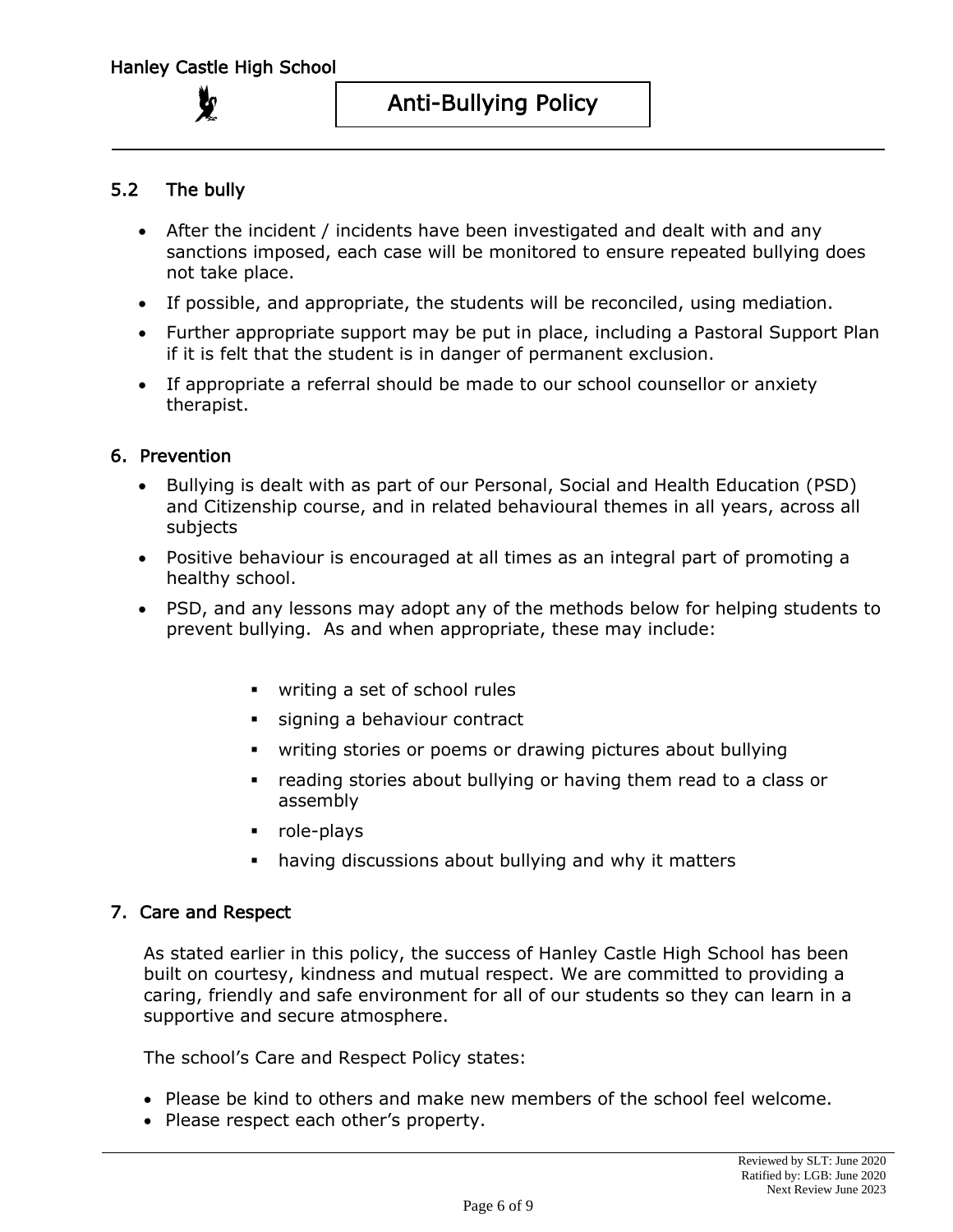### 5.2 The bully

- After the incident / incidents have been investigated and dealt with and any sanctions imposed, each case will be monitored to ensure repeated bullying does not take place.
- If possible, and appropriate, the students will be reconciled, using mediation.
- Further appropriate support may be put in place, including a Pastoral Support Plan if it is felt that the student is in danger of permanent exclusion.
- If appropriate a referral should be made to our school counsellor or anxiety therapist.

## 6. Prevention

- Bullying is dealt with as part of our Personal, Social and Health Education (PSD) and Citizenship course, and in related behavioural themes in all years, across all subjects
- Positive behaviour is encouraged at all times as an integral part of promoting a healthy school.
- PSD, and any lessons may adopt any of the methods below for helping students to prevent bullying. As and when appropriate, these may include:
  - writing a set of school rules
  - signing a behaviour contract
  - writing stories or poems or drawing pictures about bullying
  - reading stories about bullying or having them read to a class or assembly
  - role-plays
  - having discussions about bullying and why it matters

## 7. Care and Respect

As stated earlier in this policy, the success of Hanley Castle High School has been built on courtesy, kindness and mutual respect. We are committed to providing a caring, friendly and safe environment for all of our students so they can learn in a supportive and secure atmosphere.

The school's Care and Respect Policy states:

- Please be kind to others and make new members of the school feel welcome.
- Please respect each other's property.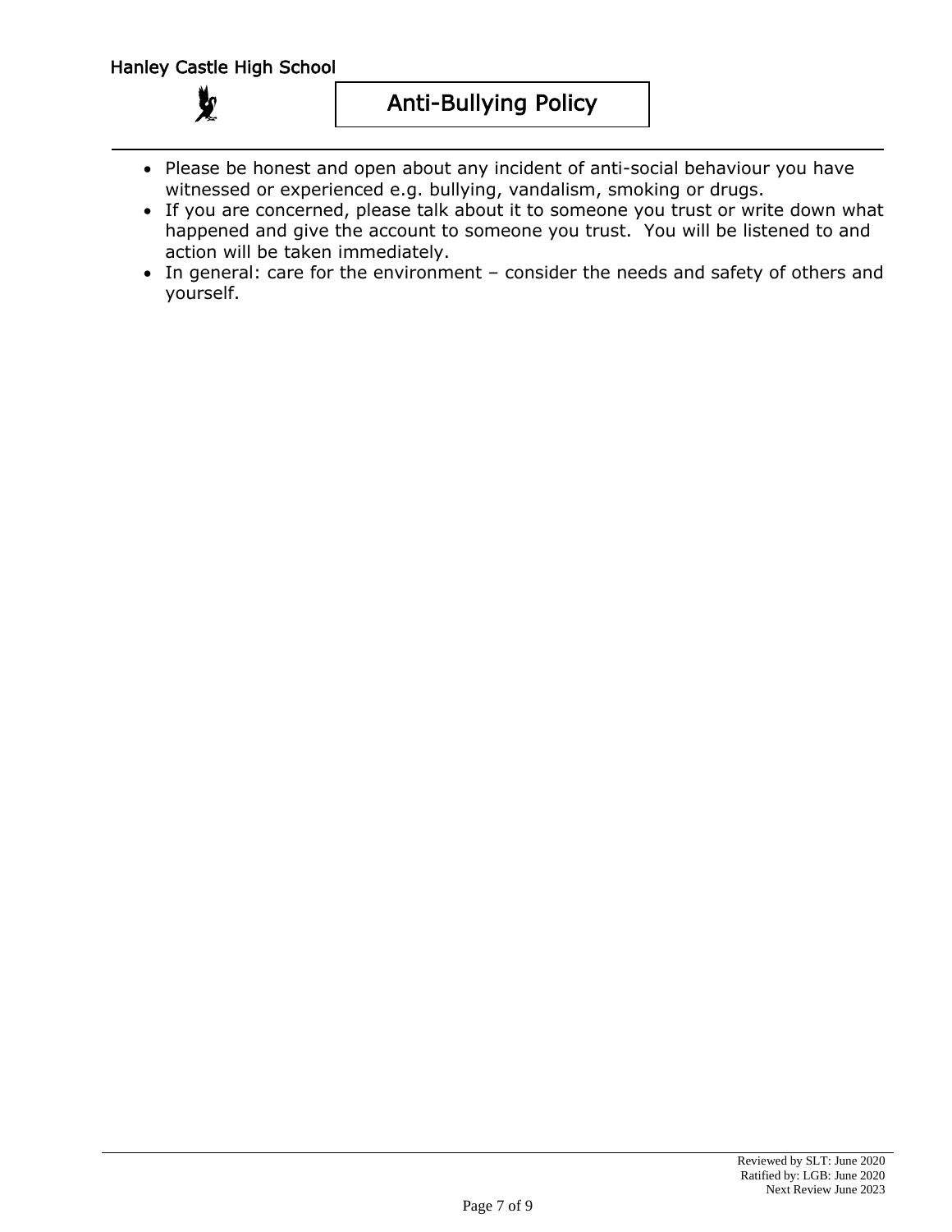- Please be honest and open about any incident of anti-social behaviour you have witnessed or experienced e.g. bullying, vandalism, smoking or drugs.
- If you are concerned, please talk about it to someone you trust or write down what happened and give the account to someone you trust. You will be listened to and action will be taken immediately.
- In general: care for the environment – consider the needs and safety of others and yourself.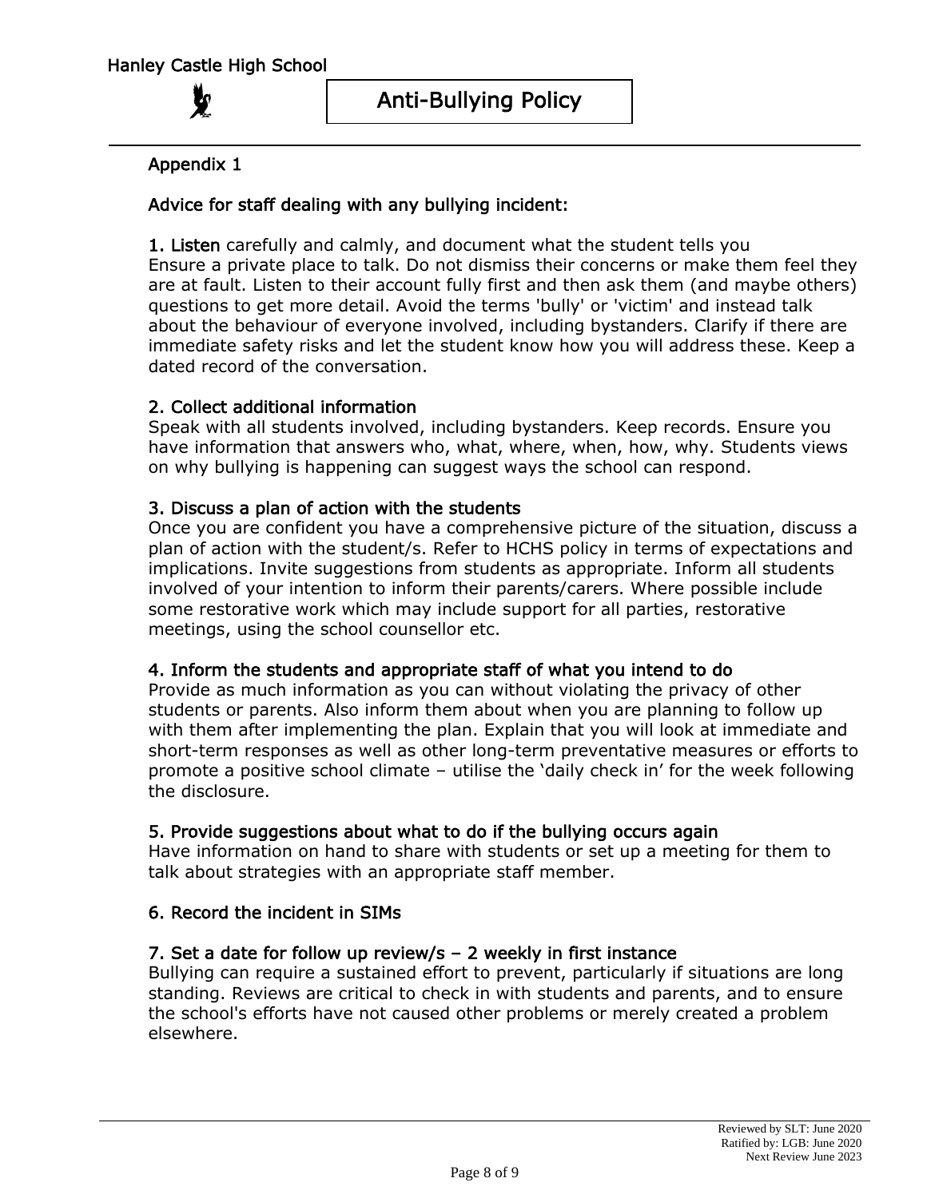## Appendix 1

### Advice for staff dealing with any bullying incident:

**1. Listen** carefully and calmly, and document what the student tells you
Ensure a private place to talk. Do not dismiss their concerns or make them feel they are at fault. Listen to their account fully first and then ask them (and maybe others) questions to get more detail. Avoid the terms 'bully' or 'victim' and instead talk about the behaviour of everyone involved, including bystanders. Clarify if there are immediate safety risks and let the student know how you will address these. Keep a dated record of the conversation.

**2. Collect additional information**
Speak with all students involved, including bystanders. Keep records. Ensure you have information that answers who, what, where, when, how, why. Students views on why bullying is happening can suggest ways the school can respond.

**3. Discuss a plan of action with the students**
Once you are confident you have a comprehensive picture of the situation, discuss a plan of action with the student/s. Refer to HCHS policy in terms of expectations and implications. Invite suggestions from students as appropriate. Inform all students involved of your intention to inform their parents/carers. Where possible include some restorative work which may include support for all parties, restorative meetings, using the school counsellor etc.

**4. Inform the students and appropriate staff of what you intend to do**
Provide as much information as you can without violating the privacy of other students or parents. Also inform them about when you are planning to follow up with them after implementing the plan. Explain that you will look at immediate and short-term responses as well as other long-term preventative measures or efforts to promote a positive school climate – utilise the 'daily check in' for the week following the disclosure.

**5. Provide suggestions about what to do if the bullying occurs again**
Have information on hand to share with students or set up a meeting for them to talk about strategies with an appropriate staff member.

**6. Record the incident in SIMs**

**7. Set a date for follow up review/s – 2 weekly in first instance**
Bullying can require a sustained effort to prevent, particularly if situations are long standing. Reviews are critical to check in with students and parents, and to ensure the school's efforts have not caused other problems or merely created a problem elsewhere.